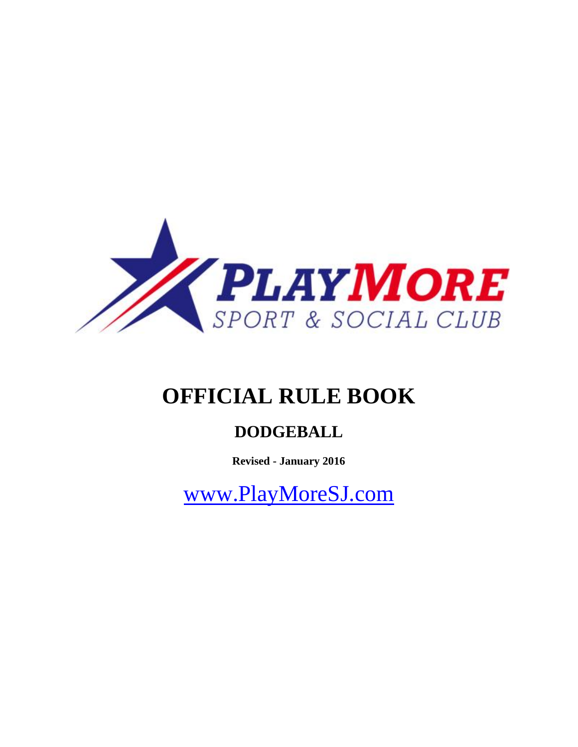PlayMore

SPORT & SOCIAL CLUB

# OFFICIAL RULE BOOK

## DODGEBALL

**Revised - January 2016**

www.PlayMoreSJ.com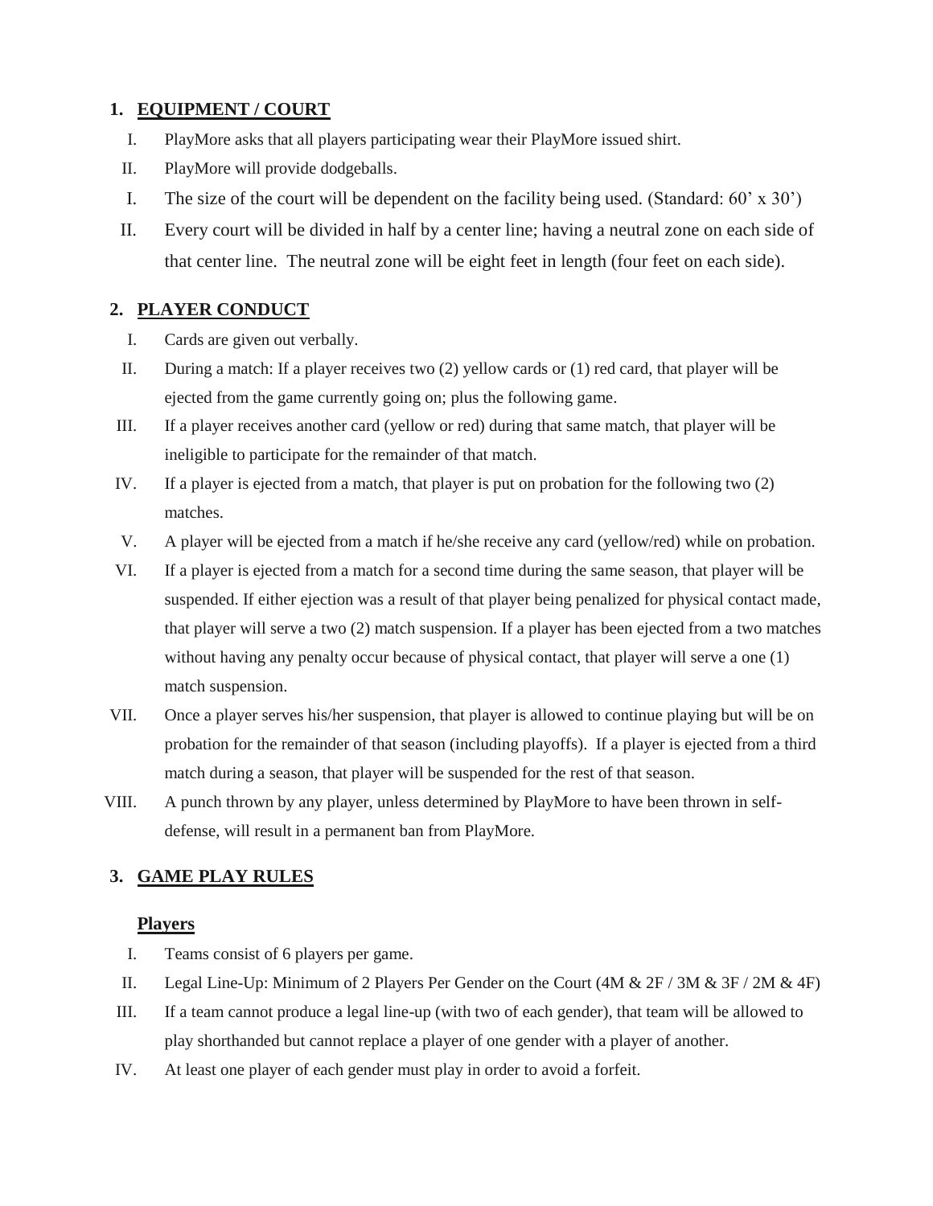1. **EQUIPMENT / COURT**

   I. PlayMore asks that all players participating wear their PlayMore issued shirt.
   II. PlayMore will provide dodgeballs.
   I. The size of the court will be dependent on the facility being used. (Standard: 60' x 30')
   II. Every court will be divided in half by a center line; having a neutral zone on each side of that center line. The neutral zone will be eight feet in length (four feet on each side).

2. **PLAYER CONDUCT**

   I. Cards are given out verbally.
   II. During a match: If a player receives two (2) yellow cards or (1) red card, that player will be ejected from the game currently going on; plus the following game.
   III. If a player receives another card (yellow or red) during that same match, that player will be ineligible to participate for the remainder of that match.
   IV. If a player is ejected from a match, that player is put on probation for the following two (2) matches.
   V. A player will be ejected from a match if he/she receive any card (yellow/red) while on probation.
   VI. If a player is ejected from a match for a second time during the same season, that player will be suspended. If either ejection was a result of that player being penalized for physical contact made, that player will serve a two (2) match suspension. If a player has been ejected from a two matches without having any penalty occur because of physical contact, that player will serve a one (1) match suspension.
   VII. Once a player serves his/her suspension, that player is allowed to continue playing but will be on probation for the remainder of that season (including playoffs). If a player is ejected from a third match during a season, that player will be suspended for the rest of that season.
   VIII. A punch thrown by any player, unless determined by PlayMore to have been thrown in self-defense, will result in a permanent ban from PlayMore.

3. **GAME PLAY RULES**

   **Players**

   I. Teams consist of 6 players per game.
   II. Legal Line-Up: Minimum of 2 Players Per Gender on the Court (4M & 2F / 3M & 3F / 2M & 4F)
   III. If a team cannot produce a legal line-up (with two of each gender), that team will be allowed to play shorthanded but cannot replace a player of one gender with a player of another.
   IV. At least one player of each gender must play in order to avoid a forfeit.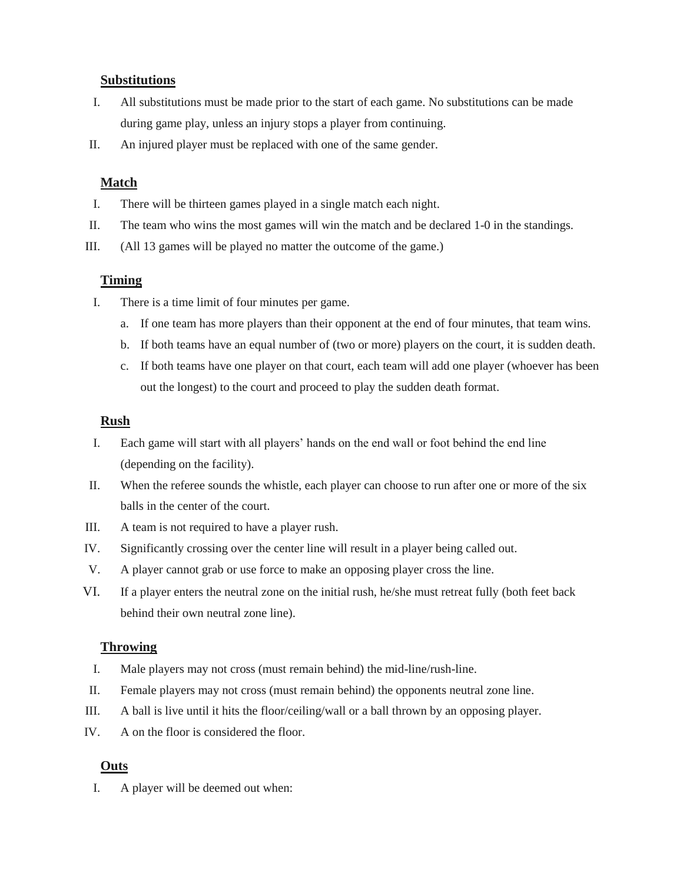## Substitutions

I. All substitutions must be made prior to the start of each game. No substitutions can be made during game play, unless an injury stops a player from continuing.

II. An injured player must be replaced with one of the same gender.

## Match

I. There will be thirteen games played in a single match each night.

II. The team who wins the most games will win the match and be declared 1-0 in the standings.

III. (All 13 games will be played no matter the outcome of the game.)

## Timing

I. There is a time limit of four minutes per game.
   a. If one team has more players than their opponent at the end of four minutes, that team wins.
   b. If both teams have an equal number of (two or more) players on the court, it is sudden death.
   c. If both teams have one player on that court, each team will add one player (whoever has been out the longest) to the court and proceed to play the sudden death format.

## Rush

I. Each game will start with all players' hands on the end wall or foot behind the end line (depending on the facility).

II. When the referee sounds the whistle, each player can choose to run after one or more of the six balls in the center of the court.

III. A team is not required to have a player rush.

IV. Significantly crossing over the center line will result in a player being called out.

V. A player cannot grab or use force to make an opposing player cross the line.

VI. If a player enters the neutral zone on the initial rush, he/she must retreat fully (both feet back behind their own neutral zone line).

## Throwing

I. Male players may not cross (must remain behind) the mid-line/rush-line.

II. Female players may not cross (must remain behind) the opponents neutral zone line.

III. A ball is live until it hits the floor/ceiling/wall or a ball thrown by an opposing player.

IV. A on the floor is considered the floor.

## Outs

I. A player will be deemed out when: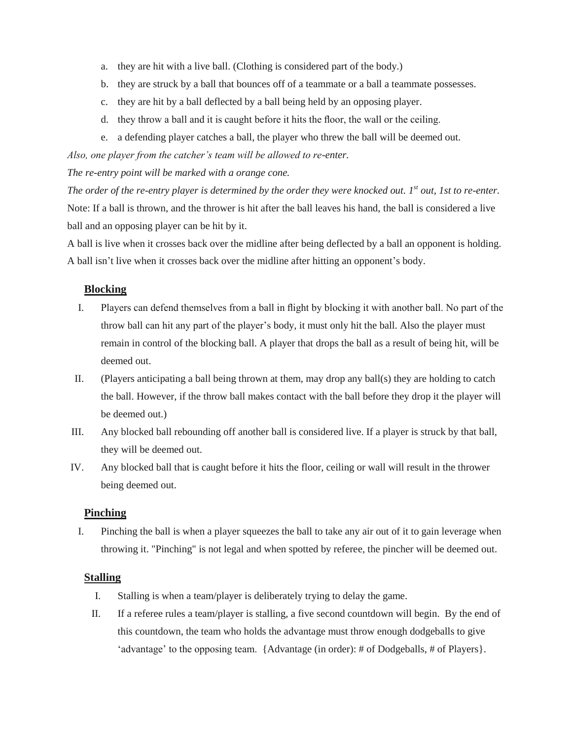a. they are hit with a live ball. (Clothing is considered part of the body.)
b. they are struck by a ball that bounces off of a teammate or a ball a teammate possesses.
c. they are hit by a ball deflected by a ball being held by an opposing player.
d. they throw a ball and it is caught before it hits the floor, the wall or the ceiling.
e. a defending player catches a ball, the player who threw the ball will be deemed out.

*Also, one player from the catcher's team will be allowed to re-enter.*

*The re-entry point will be marked with a orange cone.*

*The order of the re-entry player is determined by the order they were knocked out. 1st out, 1st to re-enter.*

Note: If a ball is thrown, and the thrower is hit after the ball leaves his hand, the ball is considered a live ball and an opposing player can be hit by it.

A ball is live when it crosses back over the midline after being deflected by a ball an opponent is holding.

A ball isn't live when it crosses back over the midline after hitting an opponent's body.

## Blocking

I. Players can defend themselves from a ball in flight by blocking it with another ball. No part of the throw ball can hit any part of the player's body, it must only hit the ball. Also the player must remain in control of the blocking ball. A player that drops the ball as a result of being hit, will be deemed out.

II. (Players anticipating a ball being thrown at them, may drop any ball(s) they are holding to catch the ball. However, if the throw ball makes contact with the ball before they drop it the player will be deemed out.)

III. Any blocked ball rebounding off another ball is considered live. If a player is struck by that ball, they will be deemed out.

IV. Any blocked ball that is caught before it hits the floor, ceiling or wall will result in the thrower being deemed out.

## Pinching

I. Pinching the ball is when a player squeezes the ball to take any air out of it to gain leverage when throwing it. "Pinching" is not legal and when spotted by referee, the pincher will be deemed out.

## Stalling

I. Stalling is when a team/player is deliberately trying to delay the game.

II. If a referee rules a team/player is stalling, a five second countdown will begin. By the end of this countdown, the team who holds the advantage must throw enough dodgeballs to give 'advantage' to the opposing team. {Advantage (in order): # of Dodgeballs, # of Players}.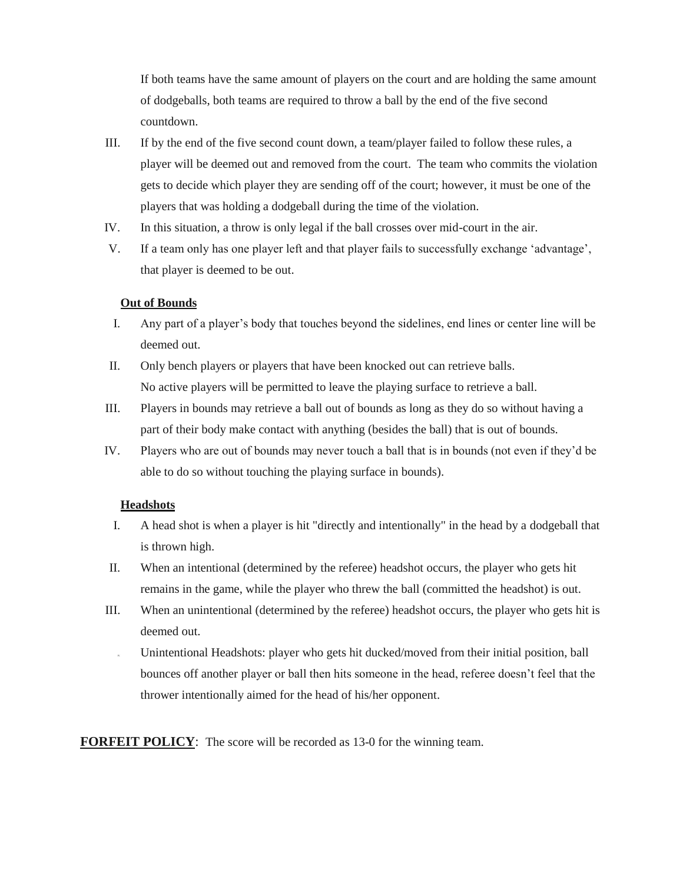If both teams have the same amount of players on the court and are holding the same amount of dodgeballs, both teams are required to throw a ball by the end of the five second countdown.

III. If by the end of the five second count down, a team/player failed to follow these rules, a player will be deemed out and removed from the court. The team who commits the violation gets to decide which player they are sending off of the court; however, it must be one of the players that was holding a dodgeball during the time of the violation.

IV. In this situation, a throw is only legal if the ball crosses over mid-court in the air.

V. If a team only has one player left and that player fails to successfully exchange 'advantage', that player is deemed to be out.

**Out of Bounds**

I. Any part of a player's body that touches beyond the sidelines, end lines or center line will be deemed out.

II. Only bench players or players that have been knocked out can retrieve balls. No active players will be permitted to leave the playing surface to retrieve a ball.

III. Players in bounds may retrieve a ball out of bounds as long as they do so without having a part of their body make contact with anything (besides the ball) that is out of bounds.

IV. Players who are out of bounds may never touch a ball that is in bounds (not even if they'd be able to do so without touching the playing surface in bounds).

**Headshots**

I. A head shot is when a player is hit "directly and intentionally" in the head by a dodgeball that is thrown high.

II. When an intentional (determined by the referee) headshot occurs, the player who gets hit remains in the game, while the player who threw the ball (committed the headshot) is out.

III. When an unintentional (determined by the referee) headshot occurs, the player who gets hit is deemed out.

- Unintentional Headshots: player who gets hit ducked/moved from their initial position, ball bounces off another player or ball then hits someone in the head, referee doesn't feel that the thrower intentionally aimed for the head of his/her opponent.

**FORFEIT POLICY**: The score will be recorded as 13-0 for the winning team.